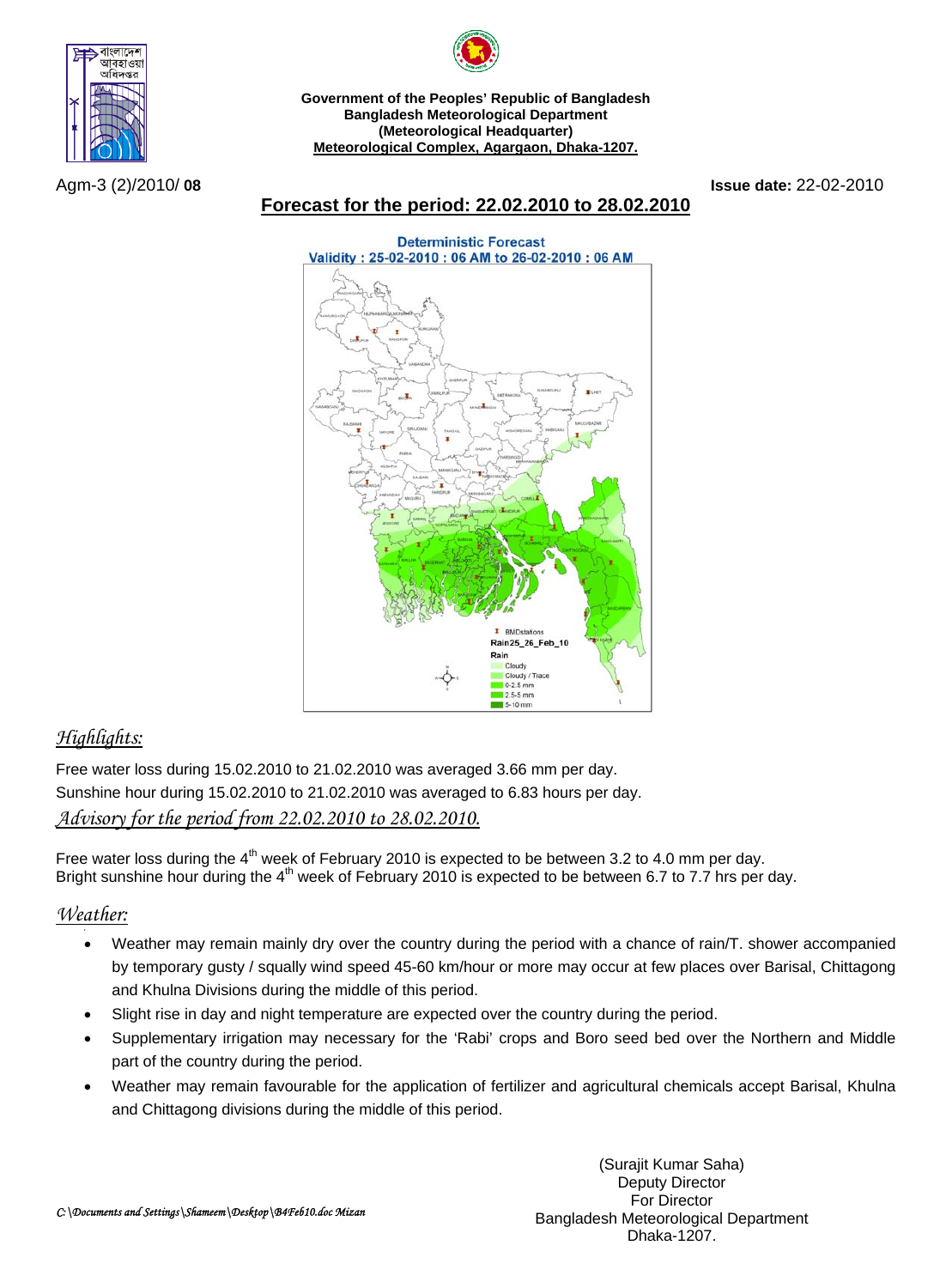**Government of the Peoples' Republic of Bangladesh**
**Bangladesh Meteorological Department**
**(Meteorological Headquarter)**
**Meteorological Complex, Agargaon, Dhaka-1207.**

Agm-3 (2)/2010/ **08** **Issue date:** 22-02-2010

## Forecast for the period: 22.02.2010 to 28.02.2010

Deterministic Forecast
Validity : 25-02-2010 : 06 AM to 26-02-2010 : 06 AM

## *Highlights:*

Free water loss during 15.02.2010 to 21.02.2010 was averaged 3.66 mm per day.
Sunshine hour during 15.02.2010 to 21.02.2010 was averaged to 6.83 hours per day.

## *Advisory for the period from 22.02.2010 to 28.02.2010.*

Free water loss during the 4th week of February 2010 is expected to be between 3.2 to 4.0 mm per day.
Bright sunshine hour during the 4th week of February 2010 is expected to be between 6.7 to 7.7 hrs per day.

## *Weather:*

- Weather may remain mainly dry over the country during the period with a chance of rain/T. shower accompanied by temporary gusty / squally wind speed 45-60 km/hour or more may occur at few places over Barisal, Chittagong and Khulna Divisions during the middle of this period.
- Slight rise in day and night temperature are expected over the country during the period.
- Supplementary irrigation may necessary for the 'Rabi' crops and Boro seed bed over the Northern and Middle part of the country during the period.
- Weather may remain favourable for the application of fertilizer and agricultural chemicals accept Barisal, Khulna and Chittagong divisions during the middle of this period.

(Surajit Kumar Saha)
Deputy Director
For Director
Bangladesh Meteorological Department
Dhaka-1207.

*C:\Documents and Settings\Shameem\Desktop\B4Feb10.doc Mizan*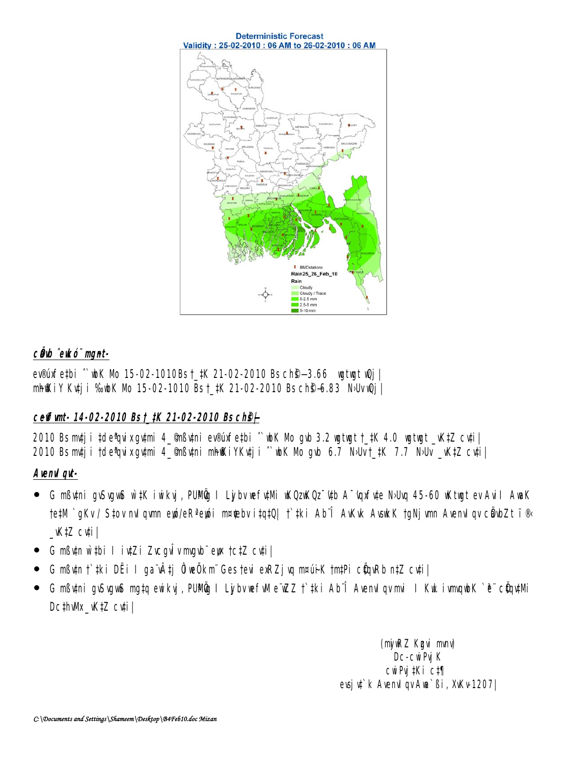Deterministic Forecast
Validity : 25-02-2010 : 06 AM to 26-02-2010 : 06 AM

***cÖ\_vb ˆewkó¨ mgni-***

ev®úxfe‡bi ˆ`wbK Mo 15-02-1010 Bs †\_‡K 21-02-2010 Bs ch©š—3.66 wgtwgt wQj|
mh©¨wKiY Kvtji ‰`wbK Mo 15-02-1010 Bs †\_‡K 21-02-2010 Bs ch©š—6.83 N›Uv wQj|

***ceŸ©vfvm- 14-02-2010 Bs †\_‡K 21-02-2010 Bs ch©š—***

2010 Bs mvtji ‡de"qvix gvtmi 4\_© mßvtni ev®úxfe‡bi ˆ`wbK Mo gvb 3.2 wgtwgt †\_‡K 4.0 wgtwgt \_vK‡Z cv‡i|
2010 Bs mvtji ‡de"qvix gvtmi 4\_© mßvtni mh©¨wKiYKvtji ˆ`wbK Mo gvb 6.7 N›Uv †\_‡K 7.7 N›Uv \_vK‡Z cv‡i|

***AvenvIqvt-***

- G mßvtni gvS vgvSi w`‡K iwkvj, PÆMÖvg I Lyjbv wefvtMi wKQzwKQz¯'vtb A¯'vqxfvte N›Uvq 45-60 wKtwgt evAvil AwaK †e‡M `gKv / S‡ov nvIqvmn eøó/eRªeøói m¤¢vebv i‡q‡Q| †`‡ki Ab¨Î AvKvk AvswkK †gNjvmn AvenvIqv cÖavbZt ï®‹ \_vK‡Z cv‡i|
- G mßvtn w`‡bi I iv‡Zi Zvcgvîv mvgvb¨ eyw× †c‡Z cv‡i|
- G mßvtn †`‡ki DËi I ga¨vÂ‡j Ôi¨weÕk m¨Ges †evi ¯^Zjvq m¤úi¬K †m‡Pi cÖ‡qvRb n‡Z cv‡i|
- G mßvtni gvS vgvSi mg‡q ewikvj, PÆMÖvg I Lyjbv wefvMe¨wZZ †`‡ki Ab¨Î AvenvIqv mvi I KxU.ivmvqwbK `ª¨ cÖ‡qv‡Mi Dc‡hvMx \_vK‡Z cv‡i|

(mvjvwRZ Kgvi mvnv)
Dc-cwiPvjK
cwiPvj‡Ki c‡¶
evsjv‡`k AvenvIqv Awa`ßi, XvKv-1207|

C:\Documents and Settings\Shameem\Desktop\B4Feb10.doc Mizan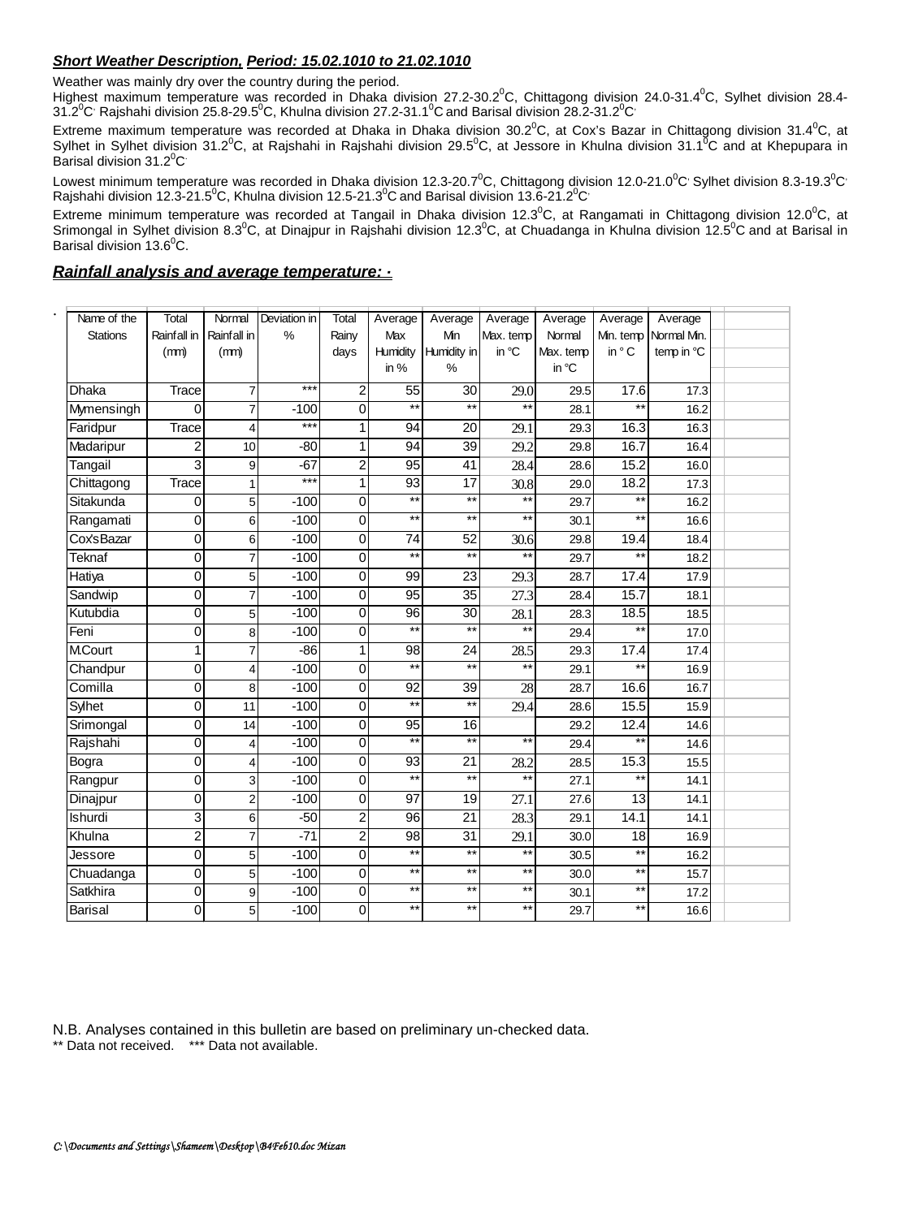***Short Weather Description, Period: 15.02.1010 to 21.02.1010***

Weather was mainly dry over the country during the period.

Highest maximum temperature was recorded in Dhaka division 27.2-30.2$^0$C, Chittagong division 24.0-31.4$^0$C, Sylhet division 28.4-31.2$^0$C, Rajshahi division 25.8-29.5$^0$C, Khulna division 27.2-31.1$^0$C and Barisal division 28.2-31.2$^0$C.

Extreme maximum temperature was recorded at Dhaka in Dhaka division 30.2$^0$C, at Cox's Bazar in Chittagong division 31.4$^0$C, at Sylhet in Sylhet division 31.2$^0$C, at Rajshahi in Rajshahi division 29.5$^0$C, at Jessore in Khulna division 31.1$^0$C and at Khepupara in Barisal division 31.2$^0$C.

Lowest minimum temperature was recorded in Dhaka division 12.3-20.7$^0$C, Chittagong division 12.0-21.0$^0$C, Sylhet division 8.3-19.3$^0$C, Rajshahi division 12.3-21.5$^0$C, Khulna division 12.5-21.3$^0$C and Barisal division 13.6-21.2$^0$C.

Extreme minimum temperature was recorded at Tangail in Dhaka division 12.3$^0$C, at Rangamati in Chittagong division 12.0$^0$C, at Srimongal in Sylhet division 8.3$^0$C, at Dinajpur in Rajshahi division 12.3$^0$C, at Chuadanga in Khulna division 12.5$^0$C and at Barisal in Barisal division 13.6$^0$C.

***Rainfall analysis and average temperature: ·***

| Name of the Stations | Total Rainfall in (mm) | Normal Rainfall in (mm) | Deviation in % | Total Rainy days | Average Max Humidity in % | Average Min Humidity in % | Average Max. temp in °C | Average Normal Max. temp in °C | Average Min. temp in ° C | Average Normal Min. temp in °C |
|---|---|---|---|---|---|---|---|---|---|---|
| Dhaka | Trace | 7 | *** | 2 | 55 | 30 | 29.0 | 29.5 | 17.6 | 17.3 |
| Mymensingh | 0 | 7 | -100 | 0 | ** | ** | ** | 28.1 | ** | 16.2 |
| Faridpur | Trace | 4 | *** | 1 | 94 | 20 | 29.1 | 29.3 | 16.3 | 16.3 |
| Madaripur | 2 | 10 | -80 | 1 | 94 | 39 | 29.2 | 29.8 | 16.7 | 16.4 |
| Tangail | 3 | 9 | -67 | 2 | 95 | 41 | 28.4 | 28.6 | 15.2 | 16.0 |
| Chittagong | Trace | 1 | *** | 1 | 93 | 17 | 30.8 | 29.0 | 18.2 | 17.3 |
| Sitakunda | 0 | 5 | -100 | 0 | ** | ** | ** | 29.7 | ** | 16.2 |
| Rangamati | 0 | 6 | -100 | 0 | ** | ** | ** | 30.1 | ** | 16.6 |
| Cox'sBazar | 0 | 6 | -100 | 0 | 74 | 52 | 30.6 | 29.8 | 19.4 | 18.4 |
| Teknaf | 0 | 7 | -100 | 0 | ** | ** | ** | 29.7 | ** | 18.2 |
| Hatiya | 0 | 5 | -100 | 0 | 99 | 23 | 29.3 | 28.7 | 17.4 | 17.9 |
| Sandwip | 0 | 7 | -100 | 0 | 95 | 35 | 27.3 | 28.4 | 15.7 | 18.1 |
| Kutubdia | 0 | 5 | -100 | 0 | 96 | 30 | 28.1 | 28.3 | 18.5 | 18.5 |
| Feni | 0 | 8 | -100 | 0 | ** | ** | ** | 29.4 | ** | 17.0 |
| M.Court | 1 | 7 | -86 | 1 | 98 | 24 | 28.5 | 29.3 | 17.4 | 17.4 |
| Chandpur | 0 | 4 | -100 | 0 | ** | ** | ** | 29.1 | ** | 16.9 |
| Comilla | 0 | 8 | -100 | 0 | 92 | 39 | 28 | 28.7 | 16.6 | 16.7 |
| Sylhet | 0 | 11 | -100 | 0 | ** | ** | 29.4 | 28.6 | 15.5 | 15.9 |
| Srimongal | 0 | 14 | -100 | 0 | 95 | 16 | | 29.2 | 12.4 | 14.6 |
| Rajshahi | 0 | 4 | -100 | 0 | ** | ** | ** | 29.4 | ** | 14.6 |
| Bogra | 0 | 4 | -100 | 0 | 93 | 21 | 28.2 | 28.5 | 15.3 | 15.5 |
| Rangpur | 0 | 3 | -100 | 0 | ** | ** | ** | 27.1 | ** | 14.1 |
| Dinajpur | 0 | 2 | -100 | 0 | 97 | 19 | 27.1 | 27.6 | 13 | 14.1 |
| Ishurdi | 3 | 6 | -50 | 2 | 96 | 21 | 28.3 | 29.1 | 14.1 | 14.1 |
| Khulna | 2 | 7 | -71 | 2 | 98 | 31 | 29.1 | 30.0 | 18 | 16.9 |
| Jessore | 0 | 5 | -100 | 0 | ** | ** | ** | 30.5 | ** | 16.2 |
| Chuadanga | 0 | 5 | -100 | 0 | ** | ** | ** | 30.0 | ** | 15.7 |
| Satkhira | 0 | 9 | -100 | 0 | ** | ** | ** | 30.1 | ** | 17.2 |
| Barisal | 0 | 5 | -100 | 0 | ** | ** | ** | 29.7 | ** | 16.6 |

N.B. Analyses contained in this bulletin are based on preliminary un-checked data.

** Data not received. *** Data not available.

*C:\Documents and Settings\Shameem\Desktop\B4Feb10.doc Mizan*